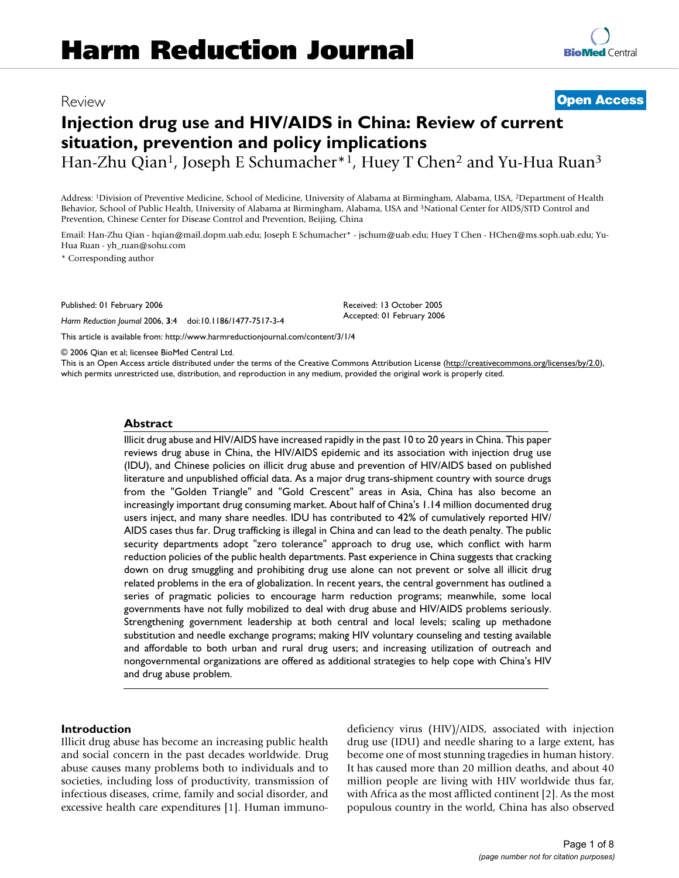# Harm Reduction Journal

Review

**Open Access**

# Injection drug use and HIV/AIDS in China: Review of current situation, prevention and policy implications

Han-Zhu Qian[1], Joseph E Schumacher*[1], Huey T Chen[2] and Yu-Hua Ruan[3]

Address: [1]Division of Preventive Medicine, School of Medicine, University of Alabama at Birmingham, Alabama, USA, [2]Department of Health Behavior, School of Public Health, University of Alabama at Birmingham, Alabama, USA and [3]National Center for AIDS/STD Control and Prevention, Chinese Center for Disease Control and Prevention, Beijing, China

Email: Han-Zhu Qian - hqian@mail.dopm.uab.edu; Joseph E Schumacher* - jschum@uab.edu; Huey T Chen - HChen@ms.soph.uab.edu; Yu-Hua Ruan - yh_ruan@sohu.com

* Corresponding author

Published: 01 February 2006

*Harm Reduction Journal* 2006, **3**:4 doi:10.1186/1477-7517-3-4

Received: 13 October 2005
Accepted: 01 February 2006

This article is available from: http://www.harmreductionjournal.com/content/3/1/4

© 2006 Qian et al; licensee BioMed Central Ltd.
This is an Open Access article distributed under the terms of the Creative Commons Attribution License (http://creativecommons.org/licenses/by/2.0), which permits unrestricted use, distribution, and reproduction in any medium, provided the original work is properly cited.

## Abstract

Illicit drug abuse and HIV/AIDS have increased rapidly in the past 10 to 20 years in China. This paper reviews drug abuse in China, the HIV/AIDS epidemic and its association with injection drug use (IDU), and Chinese policies on illicit drug abuse and prevention of HIV/AIDS based on published literature and unpublished official data. As a major drug trans-shipment country with source drugs from the "Golden Triangle" and "Gold Crescent" areas in Asia, China has also become an increasingly important drug consuming market. About half of China's 1.14 million documented drug users inject, and many share needles. IDU has contributed to 42% of cumulatively reported HIV/AIDS cases thus far. Drug trafficking is illegal in China and can lead to the death penalty. The public security departments adopt "zero tolerance" approach to drug use, which conflict with harm reduction policies of the public health departments. Past experience in China suggests that cracking down on drug smuggling and prohibiting drug use alone can not prevent or solve all illicit drug related problems in the era of globalization. In recent years, the central government has outlined a series of pragmatic policies to encourage harm reduction programs; meanwhile, some local governments have not fully mobilized to deal with drug abuse and HIV/AIDS problems seriously. Strengthening government leadership at both central and local levels; scaling up methadone substitution and needle exchange programs; making HIV voluntary counseling and testing available and affordable to both urban and rural drug users; and increasing utilization of outreach and nongovernmental organizations are offered as additional strategies to help cope with China's HIV and drug abuse problem.

## Introduction

Illicit drug abuse has become an increasing public health and social concern in the past decades worldwide. Drug abuse causes many problems both to individuals and to societies, including loss of productivity, transmission of infectious diseases, crime, family and social disorder, and excessive health care expenditures [1]. Human immunodeficiency virus (HIV)/AIDS, associated with injection drug use (IDU) and needle sharing to a large extent, has become one of most stunning tragedies in human history. It has caused more than 20 million deaths, and about 40 million people are living with HIV worldwide thus far, with Africa as the most afflicted continent [2]. As the most populous country in the world, China has also observed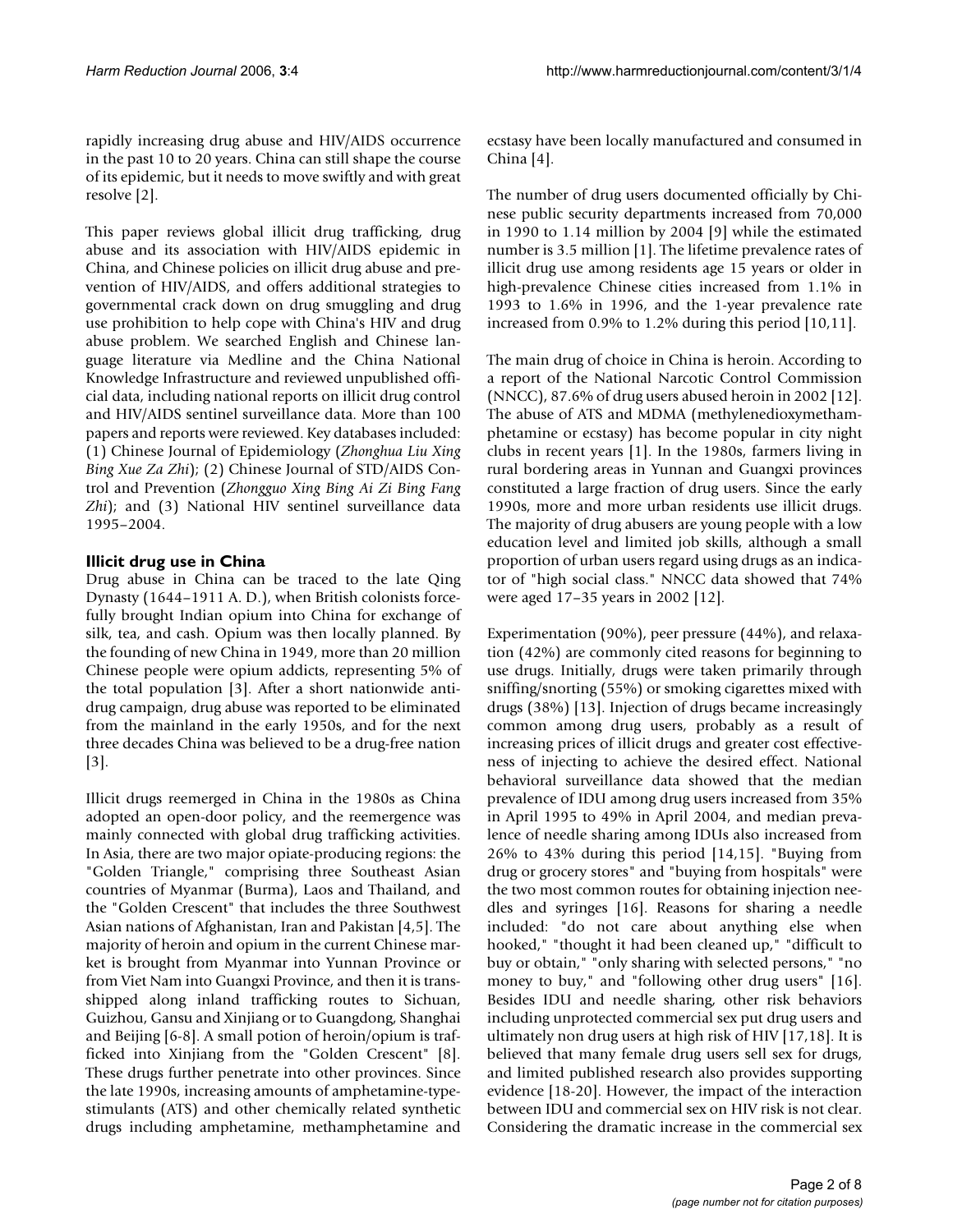rapidly increasing drug abuse and HIV/AIDS occurrence in the past 10 to 20 years. China can still shape the course of its epidemic, but it needs to move swiftly and with great resolve [2].

This paper reviews global illicit drug trafficking, drug abuse and its association with HIV/AIDS epidemic in China, and Chinese policies on illicit drug abuse and prevention of HIV/AIDS, and offers additional strategies to governmental crack down on drug smuggling and drug use prohibition to help cope with China's HIV and drug abuse problem. We searched English and Chinese language literature via Medline and the China National Knowledge Infrastructure and reviewed unpublished official data, including national reports on illicit drug control and HIV/AIDS sentinel surveillance data. More than 100 papers and reports were reviewed. Key databases included: (1) Chinese Journal of Epidemiology (*Zhonghua Liu Xing Bing Xue Za Zhi*); (2) Chinese Journal of STD/AIDS Control and Prevention (*Zhongguo Xing Bing Ai Zi Bing Fang Zhi*); and (3) National HIV sentinel surveillance data 1995–2004.

## Illicit drug use in China

Drug abuse in China can be traced to the late Qing Dynasty (1644–1911 A. D.), when British colonists forcefully brought Indian opium into China for exchange of silk, tea, and cash. Opium was then locally planned. By the founding of new China in 1949, more than 20 million Chinese people were opium addicts, representing 5% of the total population [3]. After a short nationwide anti-drug campaign, drug abuse was reported to be eliminated from the mainland in the early 1950s, and for the next three decades China was believed to be a drug-free nation [3].

Illicit drugs reemerged in China in the 1980s as China adopted an open-door policy, and the reemergence was mainly connected with global drug trafficking activities. In Asia, there are two major opiate-producing regions: the "Golden Triangle," comprising three Southeast Asian countries of Myanmar (Burma), Laos and Thailand, and the "Golden Crescent" that includes the three Southwest Asian nations of Afghanistan, Iran and Pakistan [4,5]. The majority of heroin and opium in the current Chinese market is brought from Myanmar into Yunnan Province or from Viet Nam into Guangxi Province, and then it is transshipped along inland trafficking routes to Sichuan, Guizhou, Gansu and Xinjiang or to Guangdong, Shanghai and Beijing [6-8]. A small potion of heroin/opium is trafficked into Xinjiang from the "Golden Crescent" [8]. These drugs further penetrate into other provinces. Since the late 1990s, increasing amounts of amphetamine-type-stimulants (ATS) and other chemically related synthetic drugs including amphetamine, methamphetamine and ecstasy have been locally manufactured and consumed in China [4].

The number of drug users documented officially by Chinese public security departments increased from 70,000 in 1990 to 1.14 million by 2004 [9] while the estimated number is 3.5 million [1]. The lifetime prevalence rates of illicit drug use among residents age 15 years or older in high-prevalence Chinese cities increased from 1.1% in 1993 to 1.6% in 1996, and the 1-year prevalence rate increased from 0.9% to 1.2% during this period [10,11].

The main drug of choice in China is heroin. According to a report of the National Narcotic Control Commission (NNCC), 87.6% of drug users abused heroin in 2002 [12]. The abuse of ATS and MDMA (methylenedioxymethamphetamine or ecstasy) has become popular in city night clubs in recent years [1]. In the 1980s, farmers living in rural bordering areas in Yunnan and Guangxi provinces constituted a large fraction of drug users. Since the early 1990s, more and more urban residents use illicit drugs. The majority of drug abusers are young people with a low education level and limited job skills, although a small proportion of urban users regard using drugs as an indicator of "high social class." NNCC data showed that 74% were aged 17–35 years in 2002 [12].

Experimentation (90%), peer pressure (44%), and relaxation (42%) are commonly cited reasons for beginning to use drugs. Initially, drugs were taken primarily through sniffing/snorting (55%) or smoking cigarettes mixed with drugs (38%) [13]. Injection of drugs became increasingly common among drug users, probably as a result of increasing prices of illicit drugs and greater cost effectiveness of injecting to achieve the desired effect. National behavioral surveillance data showed that the median prevalence of IDU among drug users increased from 35% in April 1995 to 49% in April 2004, and median prevalence of needle sharing among IDUs also increased from 26% to 43% during this period [14,15]. "Buying from drug or grocery stores" and "buying from hospitals" were the two most common routes for obtaining injection needles and syringes [16]. Reasons for sharing a needle included: "do not care about anything else when hooked," "thought it had been cleaned up," "difficult to buy or obtain," "only sharing with selected persons," "no money to buy," and "following other drug users" [16]. Besides IDU and needle sharing, other risk behaviors including unprotected commercial sex put drug users and ultimately non drug users at high risk of HIV [17,18]. It is believed that many female drug users sell sex for drugs, and limited published research also provides supporting evidence [18-20]. However, the impact of the interaction between IDU and commercial sex on HIV risk is not clear. Considering the dramatic increase in the commercial sex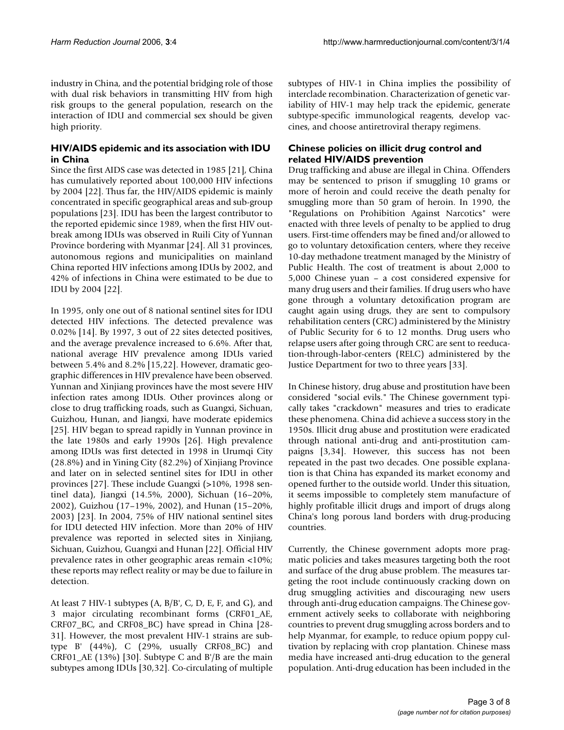industry in China, and the potential bridging role of those with dual risk behaviors in transmitting HIV from high risk groups to the general population, research on the interaction of IDU and commercial sex should be given high priority.

## HIV/AIDS epidemic and its association with IDU in China

Since the first AIDS case was detected in 1985 [21], China has cumulatively reported about 100,000 HIV infections by 2004 [22]. Thus far, the HIV/AIDS epidemic is mainly concentrated in specific geographical areas and sub-group populations [23]. IDU has been the largest contributor to the reported epidemic since 1989, when the first HIV outbreak among IDUs was observed in Ruili City of Yunnan Province bordering with Myanmar [24]. All 31 provinces, autonomous regions and municipalities on mainland China reported HIV infections among IDUs by 2002, and 42% of infections in China were estimated to be due to IDU by 2004 [22].

In 1995, only one out of 8 national sentinel sites for IDU detected HIV infections. The detected prevalence was 0.02% [14]. By 1997, 3 out of 22 sites detected positives, and the average prevalence increased to 6.6%. After that, national average HIV prevalence among IDUs varied between 5.4% and 8.2% [15,22]. However, dramatic geographic differences in HIV prevalence have been observed. Yunnan and Xinjiang provinces have the most severe HIV infection rates among IDUs. Other provinces along or close to drug trafficking roads, such as Guangxi, Sichuan, Guizhou, Hunan, and Jiangxi, have moderate epidemics [25]. HIV began to spread rapidly in Yunnan province in the late 1980s and early 1990s [26]. High prevalence among IDUs was first detected in 1998 in Urumqi City (28.8%) and in Yining City (82.2%) of Xinjiang Province and later on in selected sentinel sites for IDU in other provinces [27]. These include Guangxi (>10%, 1998 sentinel data), Jiangxi (14.5%, 2000), Sichuan (16–20%, 2002), Guizhou (17–19%, 2002), and Hunan (15–20%, 2003) [23]. In 2004, 75% of HIV national sentinel sites for IDU detected HIV infection. More than 20% of HIV prevalence was reported in selected sites in Xinjiang, Sichuan, Guizhou, Guangxi and Hunan [22]. Official HIV prevalence rates in other geographic areas remain <10%; these reports may reflect reality or may be due to failure in detection.

At least 7 HIV-1 subtypes (A, B/B', C, D, E, F, and G), and 3 major circulating recombinant forms (CRF01_AE, CRF07_BC, and CRF08_BC) have spread in China [28-31]. However, the most prevalent HIV-1 strains are subtype B' (44%), C (29%, usually CRF08_BC) and CRF01_AE (13%) [30]. Subtype C and B'/B are the main subtypes among IDUs [30,32]. Co-circulating of multiple subtypes of HIV-1 in China implies the possibility of interclade recombination. Characterization of genetic variability of HIV-1 may help track the epidemic, generate subtype-specific immunological reagents, develop vaccines, and choose antiretroviral therapy regimens.

## Chinese policies on illicit drug control and related HIV/AIDS prevention

Drug trafficking and abuse are illegal in China. Offenders may be sentenced to prison if smuggling 10 grams or more of heroin and could receive the death penalty for smuggling more than 50 gram of heroin. In 1990, the "Regulations on Prohibition Against Narcotics" were enacted with three levels of penalty to be applied to drug users. First-time offenders may be fined and/or allowed to go to voluntary detoxification centers, where they receive 10-day methadone treatment managed by the Ministry of Public Health. The cost of treatment is about 2,000 to 5,000 Chinese yuan – a cost considered expensive for many drug users and their families. If drug users who have gone through a voluntary detoxification program are caught again using drugs, they are sent to compulsory rehabilitation centers (CRC) administered by the Ministry of Public Security for 6 to 12 months. Drug users who relapse users after going through CRC are sent to reeducation-through-labor-centers (RELC) administered by the Justice Department for two to three years [33].

In Chinese history, drug abuse and prostitution have been considered "social evils." The Chinese government typically takes "crackdown" measures and tries to eradicate these phenomena. China did achieve a success story in the 1950s. Illicit drug abuse and prostitution were eradicated through national anti-drug and anti-prostitution campaigns [3,34]. However, this success has not been repeated in the past two decades. One possible explanation is that China has expanded its market economy and opened further to the outside world. Under this situation, it seems impossible to completely stem manufacture of highly profitable illicit drugs and import of drugs along China's long porous land borders with drug-producing countries.

Currently, the Chinese government adopts more pragmatic policies and takes measures targeting both the root and surface of the drug abuse problem. The measures targeting the root include continuously cracking down on drug smuggling activities and discouraging new users through anti-drug education campaigns. The Chinese government actively seeks to collaborate with neighboring countries to prevent drug smuggling across borders and to help Myanmar, for example, to reduce opium poppy cultivation by replacing with crop plantation. Chinese mass media have increased anti-drug education to the general population. Anti-drug education has been included in the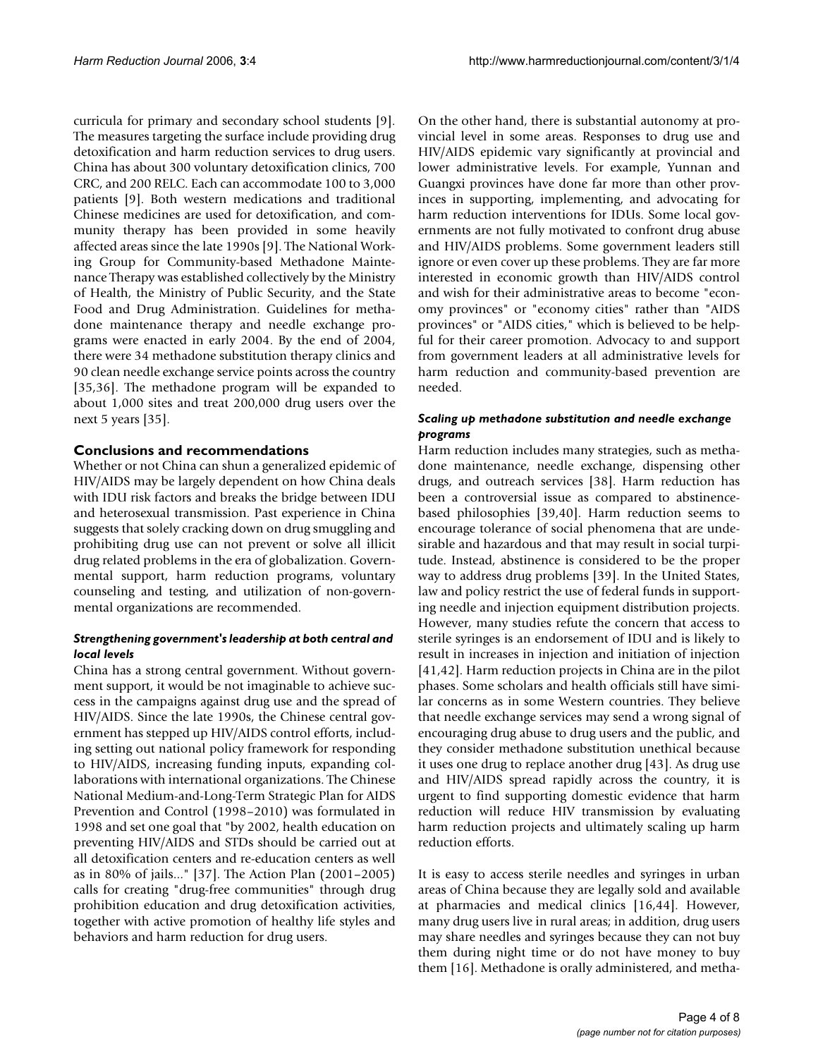curricula for primary and secondary school students [9]. The measures targeting the surface include providing drug detoxification and harm reduction services to drug users. China has about 300 voluntary detoxification clinics, 700 CRC, and 200 RELC. Each can accommodate 100 to 3,000 patients [9]. Both western medications and traditional Chinese medicines are used for detoxification, and community therapy has been provided in some heavily affected areas since the late 1990s [9]. The National Working Group for Community-based Methadone Maintenance Therapy was established collectively by the Ministry of Health, the Ministry of Public Security, and the State Food and Drug Administration. Guidelines for methadone maintenance therapy and needle exchange programs were enacted in early 2004. By the end of 2004, there were 34 methadone substitution therapy clinics and 90 clean needle exchange service points across the country [35,36]. The methadone program will be expanded to about 1,000 sites and treat 200,000 drug users over the next 5 years [35].

## Conclusions and recommendations

Whether or not China can shun a generalized epidemic of HIV/AIDS may be largely dependent on how China deals with IDU risk factors and breaks the bridge between IDU and heterosexual transmission. Past experience in China suggests that solely cracking down on drug smuggling and prohibiting drug use can not prevent or solve all illicit drug related problems in the era of globalization. Governmental support, harm reduction programs, voluntary counseling and testing, and utilization of non-governmental organizations are recommended.

### *Strengthening government's leadership at both central and local levels*

China has a strong central government. Without government support, it would be not imaginable to achieve success in the campaigns against drug use and the spread of HIV/AIDS. Since the late 1990s, the Chinese central government has stepped up HIV/AIDS control efforts, including setting out national policy framework for responding to HIV/AIDS, increasing funding inputs, expanding collaborations with international organizations. The Chinese National Medium-and-Long-Term Strategic Plan for AIDS Prevention and Control (1998–2010) was formulated in 1998 and set one goal that "by 2002, health education on preventing HIV/AIDS and STDs should be carried out at all detoxification centers and re-education centers as well as in 80% of jails..." [37]. The Action Plan (2001–2005) calls for creating "drug-free communities" through drug prohibition education and drug detoxification activities, together with active promotion of healthy life styles and behaviors and harm reduction for drug users.

On the other hand, there is substantial autonomy at provincial level in some areas. Responses to drug use and HIV/AIDS epidemic vary significantly at provincial and lower administrative levels. For example, Yunnan and Guangxi provinces have done far more than other provinces in supporting, implementing, and advocating for harm reduction interventions for IDUs. Some local governments are not fully motivated to confront drug abuse and HIV/AIDS problems. Some government leaders still ignore or even cover up these problems. They are far more interested in economic growth than HIV/AIDS control and wish for their administrative areas to become "economy provinces" or "economy cities" rather than "AIDS provinces" or "AIDS cities," which is believed to be helpful for their career promotion. Advocacy to and support from government leaders at all administrative levels for harm reduction and community-based prevention are needed.

### *Scaling up methadone substitution and needle exchange programs*

Harm reduction includes many strategies, such as methadone maintenance, needle exchange, dispensing other drugs, and outreach services [38]. Harm reduction has been a controversial issue as compared to abstinence-based philosophies [39,40]. Harm reduction seems to encourage tolerance of social phenomena that are undesirable and hazardous and that may result in social turpitude. Instead, abstinence is considered to be the proper way to address drug problems [39]. In the United States, law and policy restrict the use of federal funds in supporting needle and injection equipment distribution projects. However, many studies refute the concern that access to sterile syringes is an endorsement of IDU and is likely to result in increases in injection and initiation of injection [41,42]. Harm reduction projects in China are in the pilot phases. Some scholars and health officials still have similar concerns as in some Western countries. They believe that needle exchange services may send a wrong signal of encouraging drug abuse to drug users and the public, and they consider methadone substitution unethical because it uses one drug to replace another drug [43]. As drug use and HIV/AIDS spread rapidly across the country, it is urgent to find supporting domestic evidence that harm reduction will reduce HIV transmission by evaluating harm reduction projects and ultimately scaling up harm reduction efforts.

It is easy to access sterile needles and syringes in urban areas of China because they are legally sold and available at pharmacies and medical clinics [16,44]. However, many drug users live in rural areas; in addition, drug users may share needles and syringes because they can not buy them during night time or do not have money to buy them [16]. Methadone is orally administered, and metha-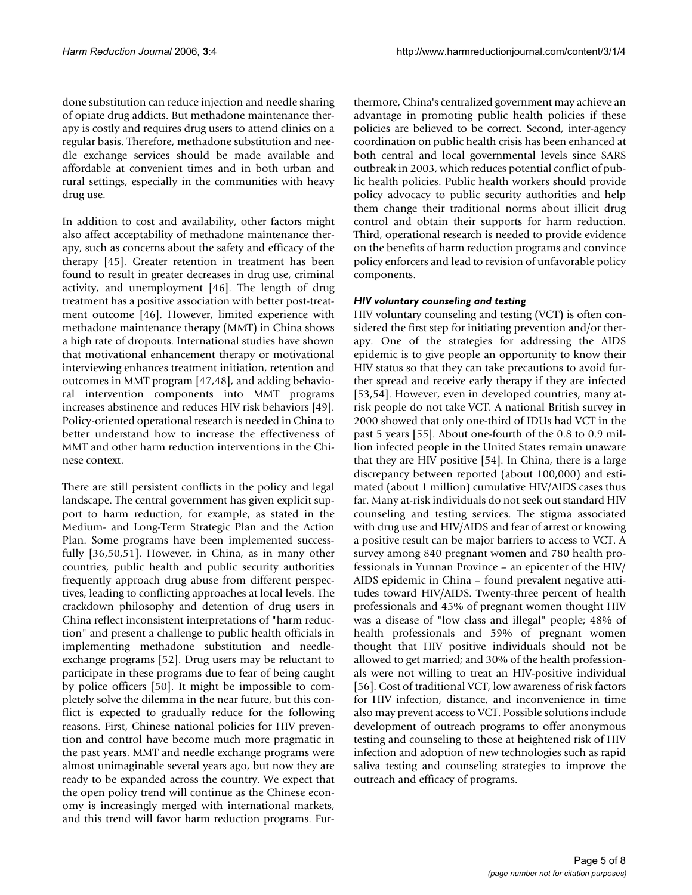done substitution can reduce injection and needle sharing of opiate drug addicts. But methadone maintenance therapy is costly and requires drug users to attend clinics on a regular basis. Therefore, methadone substitution and needle exchange services should be made available and affordable at convenient times and in both urban and rural settings, especially in the communities with heavy drug use.

In addition to cost and availability, other factors might also affect acceptability of methadone maintenance therapy, such as concerns about the safety and efficacy of the therapy [45]. Greater retention in treatment has been found to result in greater decreases in drug use, criminal activity, and unemployment [46]. The length of drug treatment has a positive association with better post-treatment outcome [46]. However, limited experience with methadone maintenance therapy (MMT) in China shows a high rate of dropouts. International studies have shown that motivational enhancement therapy or motivational interviewing enhances treatment initiation, retention and outcomes in MMT program [47,48], and adding behavioral intervention components into MMT programs increases abstinence and reduces HIV risk behaviors [49]. Policy-oriented operational research is needed in China to better understand how to increase the effectiveness of MMT and other harm reduction interventions in the Chinese context.

There are still persistent conflicts in the policy and legal landscape. The central government has given explicit support to harm reduction, for example, as stated in the Medium- and Long-Term Strategic Plan and the Action Plan. Some programs have been implemented successfully [36,50,51]. However, in China, as in many other countries, public health and public security authorities frequently approach drug abuse from different perspectives, leading to conflicting approaches at local levels. The crackdown philosophy and detention of drug users in China reflect inconsistent interpretations of "harm reduction" and present a challenge to public health officials in implementing methadone substitution and needle-exchange programs [52]. Drug users may be reluctant to participate in these programs due to fear of being caught by police officers [50]. It might be impossible to completely solve the dilemma in the near future, but this conflict is expected to gradually reduce for the following reasons. First, Chinese national policies for HIV prevention and control have become much more pragmatic in the past years. MMT and needle exchange programs were almost unimaginable several years ago, but now they are ready to be expanded across the country. We expect that the open policy trend will continue as the Chinese economy is increasingly merged with international markets, and this trend will favor harm reduction programs. Furthermore, China's centralized government may achieve an advantage in promoting public health policies if these policies are believed to be correct. Second, inter-agency coordination on public health crisis has been enhanced at both central and local governmental levels since SARS outbreak in 2003, which reduces potential conflict of public health policies. Public health workers should provide policy advocacy to public security authorities and help them change their traditional norms about illicit drug control and obtain their supports for harm reduction. Third, operational research is needed to provide evidence on the benefits of harm reduction programs and convince policy enforcers and lead to revision of unfavorable policy components.

### *HIV voluntary counseling and testing*

HIV voluntary counseling and testing (VCT) is often considered the first step for initiating prevention and/or therapy. One of the strategies for addressing the AIDS epidemic is to give people an opportunity to know their HIV status so that they can take precautions to avoid further spread and receive early therapy if they are infected [53,54]. However, even in developed countries, many at-risk people do not take VCT. A national British survey in 2000 showed that only one-third of IDUs had VCT in the past 5 years [55]. About one-fourth of the 0.8 to 0.9 million infected people in the United States remain unaware that they are HIV positive [54]. In China, there is a large discrepancy between reported (about 100,000) and estimated (about 1 million) cumulative HIV/AIDS cases thus far. Many at-risk individuals do not seek out standard HIV counseling and testing services. The stigma associated with drug use and HIV/AIDS and fear of arrest or knowing a positive result can be major barriers to access to VCT. A survey among 840 pregnant women and 780 health professionals in Yunnan Province – an epicenter of the HIV/AIDS epidemic in China – found prevalent negative attitudes toward HIV/AIDS. Twenty-three percent of health professionals and 45% of pregnant women thought HIV was a disease of "low class and illegal" people; 48% of health professionals and 59% of pregnant women thought that HIV positive individuals should not be allowed to get married; and 30% of the health professionals were not willing to treat an HIV-positive individual [56]. Cost of traditional VCT, low awareness of risk factors for HIV infection, distance, and inconvenience in time also may prevent access to VCT. Possible solutions include development of outreach programs to offer anonymous testing and counseling to those at heightened risk of HIV infection and adoption of new technologies such as rapid saliva testing and counseling strategies to improve the outreach and efficacy of programs.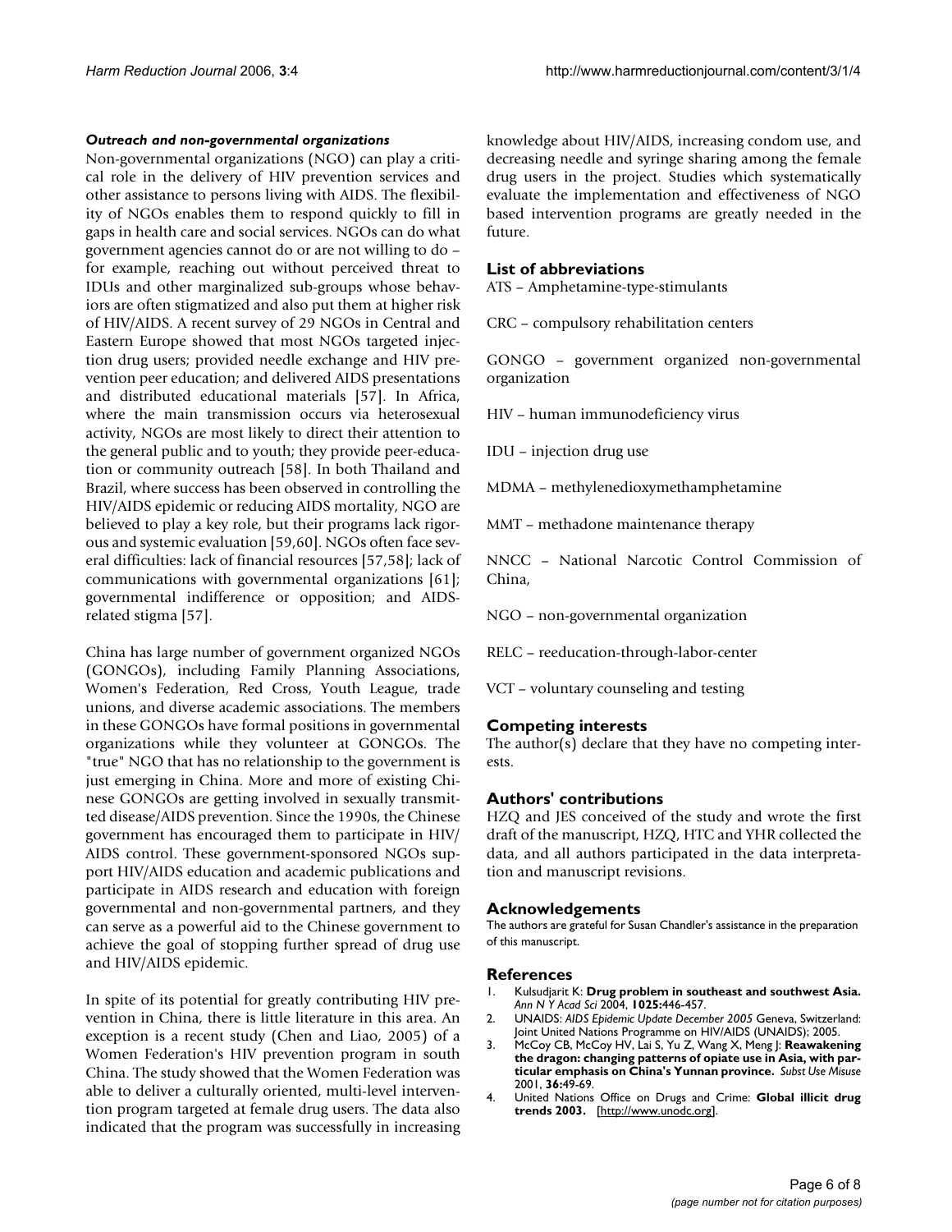### *Outreach and non-governmental organizations*

Non-governmental organizations (NGO) can play a critical role in the delivery of HIV prevention services and other assistance to persons living with AIDS. The flexibility of NGOs enables them to respond quickly to fill in gaps in health care and social services. NGOs can do what government agencies cannot do or are not willing to do – for example, reaching out without perceived threat to IDUs and other marginalized sub-groups whose behaviors are often stigmatized and also put them at higher risk of HIV/AIDS. A recent survey of 29 NGOs in Central and Eastern Europe showed that most NGOs targeted injection drug users; provided needle exchange and HIV prevention peer education; and delivered AIDS presentations and distributed educational materials [57]. In Africa, where the main transmission occurs via heterosexual activity, NGOs are most likely to direct their attention to the general public and to youth; they provide peer-education or community outreach [58]. In both Thailand and Brazil, where success has been observed in controlling the HIV/AIDS epidemic or reducing AIDS mortality, NGO are believed to play a key role, but their programs lack rigorous and systemic evaluation [59,60]. NGOs often face several difficulties: lack of financial resources [57,58]; lack of communications with governmental organizations [61]; governmental indifference or opposition; and AIDS-related stigma [57].

China has large number of government organized NGOs (GONGOs), including Family Planning Associations, Women's Federation, Red Cross, Youth League, trade unions, and diverse academic associations. The members in these GONGOs have formal positions in governmental organizations while they volunteer at GONGOs. The "true" NGO that has no relationship to the government is just emerging in China. More and more of existing Chinese GONGOs are getting involved in sexually transmitted disease/AIDS prevention. Since the 1990s, the Chinese government has encouraged them to participate in HIV/AIDS control. These government-sponsored NGOs support HIV/AIDS education and academic publications and participate in AIDS research and education with foreign governmental and non-governmental partners, and they can serve as a powerful aid to the Chinese government to achieve the goal of stopping further spread of drug use and HIV/AIDS epidemic.

In spite of its potential for greatly contributing HIV prevention in China, there is little literature in this area. An exception is a recent study (Chen and Liao, 2005) of a Women Federation's HIV prevention program in south China. The study showed that the Women Federation was able to deliver a culturally oriented, multi-level intervention program targeted at female drug users. The data also indicated that the program was successfully in increasing knowledge about HIV/AIDS, increasing condom use, and decreasing needle and syringe sharing among the female drug users in the project. Studies which systematically evaluate the implementation and effectiveness of NGO based intervention programs are greatly needed in the future.

## List of abbreviations

ATS – Amphetamine-type-stimulants

CRC – compulsory rehabilitation centers

GONGO – government organized non-governmental organization

HIV – human immunodeficiency virus

IDU – injection drug use

MDMA – methylenedioxymethamphetamine

MMT – methadone maintenance therapy

NNCC – National Narcotic Control Commission of China,

NGO – non-governmental organization

RELC – reeducation-through-labor-center

VCT – voluntary counseling and testing

## Competing interests

The author(s) declare that they have no competing interests.

## Authors' contributions

HZQ and JES conceived of the study and wrote the first draft of the manuscript, HZQ, HTC and YHR collected the data, and all authors participated in the data interpretation and manuscript revisions.

## Acknowledgements

The authors are grateful for Susan Chandler's assistance in the preparation of this manuscript.

## References

1. Kulsudjarit K: **Drug problem in southeast and southwest Asia.** *Ann N Y Acad Sci* 2004, **1025:**446-457.
2. UNAIDS: *AIDS Epidemic Update December 2005* Geneva, Switzerland: Joint United Nations Programme on HIV/AIDS (UNAIDS); 2005.
3. McCoy CB, McCoy HV, Lai S, Yu Z, Wang X, Meng J: **Reawakening the dragon: changing patterns of opiate use in Asia, with particular emphasis on China's Yunnan province.** *Subst Use Misuse* 2001, **36:**49-69.
4. United Nations Office on Drugs and Crime: **Global illicit drug trends 2003.** [http://www.unodc.org].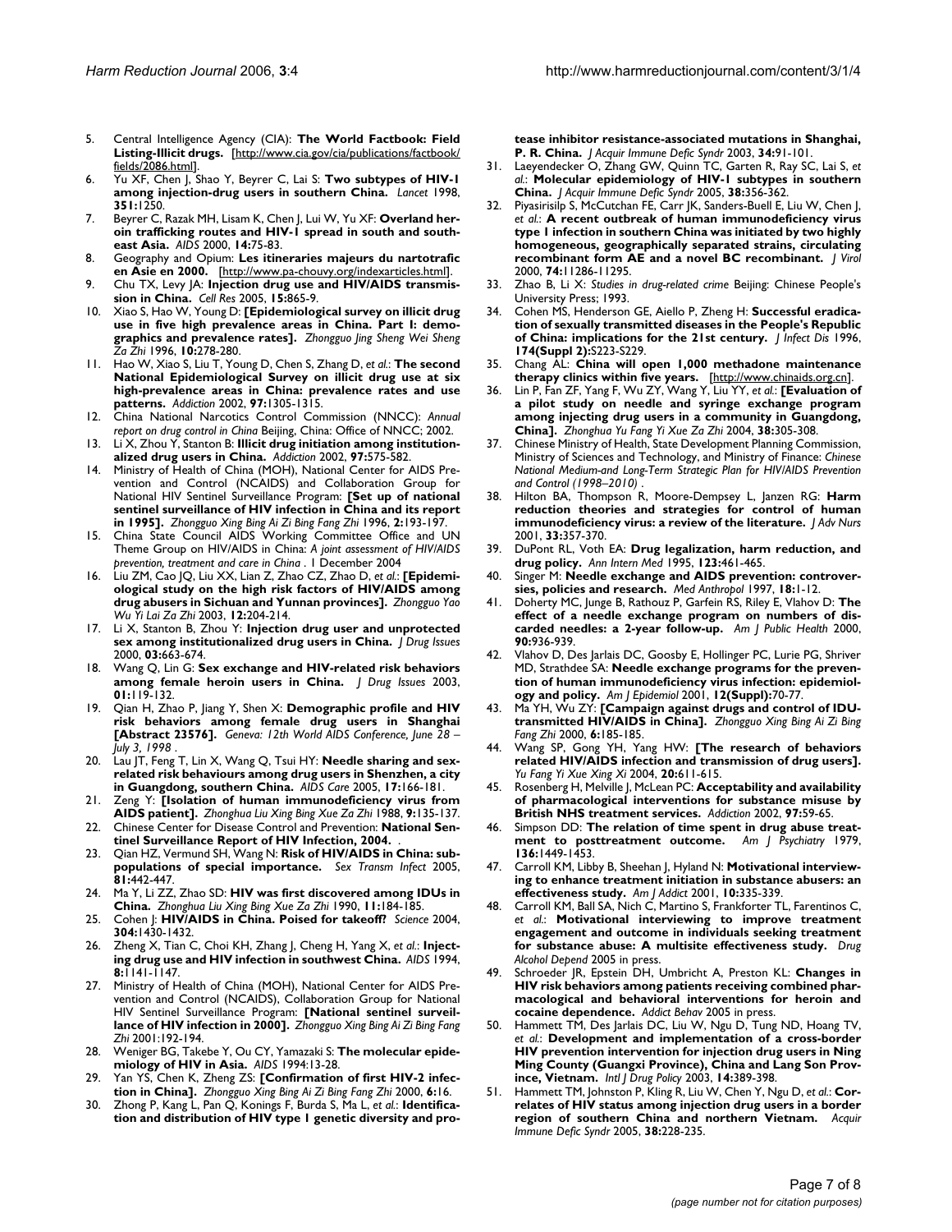5. Central Intelligence Agency (CIA): **The World Factbook: Field Listing-Illicit drugs.** [http://www.cia.gov/cia/publications/factbook/fields/2086.html].
6. Yu XF, Chen J, Shao Y, Beyrer C, Lai S: **Two subtypes of HIV-1 among injection-drug users in southern China.** *Lancet* 1998, **351:**1250.
7. Beyrer C, Razak MH, Lisam K, Chen J, Lui W, Yu XF: **Overland heroin trafficking routes and HIV-1 spread in south and south-east Asia.** *AIDS* 2000, **14:**75-83.
8. Geography and Opium: **Les itineraries majeurs du nartotrafic en Asie en 2000.** [http://www.pa-chouvy.org/indexarticles.html].
9. Chu TX, Levy JA: **Injection drug use and HIV/AIDS transmission in China.** *Cell Res* 2005, **15:**865-9.
10. Xiao S, Hao W, Young D: **[Epidemiological survey on illicit drug use in five high prevalence areas in China. Part I: demographics and prevalence rates].** *Zhongguo Jing Sheng Wei Sheng Za Zhi* 1996, **10:**278-280.
11. Hao W, Xiao S, Liu T, Young D, Chen S, Zhang D, *et al.*: **The second National Epidemiological Survey on illicit drug use at six high-prevalence areas in China: prevalence rates and use patterns.** *Addiction* 2002, **97:**1305-1315.
12. China National Narcotics Control Commission (NNCC): *Annual report on drug control in China* Beijing, China: Office of NNCC; 2002.
13. Li X, Zhou Y, Stanton B: **Illicit drug initiation among institutionalized drug users in China.** *Addiction* 2002, **97:**575-582.
14. Ministry of Health of China (MOH), National Center for AIDS Prevention and Control (NCAIDS) and Collaboration Group for National HIV Sentinel Surveillance Program: **[Set up of national sentinel surveillance of HIV infection in China and its report in 1995].** *Zhongguo Xing Bing Ai Zi Bing Fang Zhi* 1996, **2:**193-197.
15. China State Council AIDS Working Committee Office and UN Theme Group on HIV/AIDS in China: *A joint assessment of HIV/AIDS prevention, treatment and care in China* . 1 December 2004
16. Liu ZM, Cao JQ, Liu XX, Lian Z, Zhao CZ, Zhao D, *et al.*: **[Epidemiological study on the high risk factors of HIV/AIDS among drug abusers in Sichuan and Yunnan provinces].** *Zhongguo Yao Wu Yi Lai Za Zhi* 2003, **12:**204-214.
17. Li X, Stanton B, Zhou Y: **Injection drug user and unprotected sex among institutionalized drug users in China.** *J Drug Issues* 2000, **03:**663-674.
18. Wang Q, Lin G: **Sex exchange and HIV-related risk behaviors among female heroin users in China.** *J Drug Issues* 2003, **01:**119-132.
19. Qian H, Zhao P, Jiang Y, Shen X: **Demographic profile and HIV risk behaviors among female drug users in Shanghai [Abstract 23576].** *Geneva: 12th World AIDS Conference, June 28 – July 3, 1998* .
20. Lau JT, Feng T, Lin X, Wang Q, Tsui HY: **Needle sharing and sex-related risk behaviours among drug users in Shenzhen, a city in Guangdong, southern China.** *AIDS Care* 2005, **17:**166-181.
21. Zeng Y: **[Isolation of human immunodeficiency virus from AIDS patient].** *Zhonghua Liu Xing Bing Xue Za Zhi* 1988, **9:**135-137.
22. Chinese Center for Disease Control and Prevention: **National Sentinel Surveillance Report of HIV Infection, 2004.** .
23. Qian HZ, Vermund SH, Wang N: **Risk of HIV/AIDS in China: subpopulations of special importance.** *Sex Transm Infect* 2005, **81:**442-447.
24. Ma Y, Li ZZ, Zhao SD: **HIV was first discovered among IDUs in China.** *Zhonghua Liu Xing Bing Xue Za Zhi* 1990, **11:**184-185.
25. Cohen J: **HIV/AIDS in China. Poised for takeoff?** *Science* 2004, **304:**1430-1432.
26. Zheng X, Tian C, Choi KH, Zhang J, Cheng H, Yang X, *et al.*: **Injecting drug use and HIV infection in southwest China.** *AIDS* 1994, **8:**1141-1147.
27. Ministry of Health of China (MOH), National Center for AIDS Prevention and Control (NCAIDS), Collaboration Group for National HIV Sentinel Surveillance Program: **[National sentinel surveillance of HIV infection in 2000].** *Zhongguo Xing Bing Ai Zi Bing Fang Zhi* 2001:192-194.
28. Weniger BG, Takebe Y, Ou CY, Yamazaki S: **The molecular epidemiology of HIV in Asia.** *AIDS* 1994:13-28.
29. Yan YS, Chen K, Zheng ZS: **[Confirmation of first HIV-2 infection in China].** *Zhongguo Xing Bing Ai Zi Bing Fang Zhi* 2000, **6:**16.
30. Zhong P, Kang L, Pan Q, Konings F, Burda S, Ma L, *et al.*: **Identification and distribution of HIV type 1 genetic diversity and protease inhibitor resistance-associated mutations in Shanghai, P. R. China.** *J Acquir Immune Defic Syndr* 2003, **34:**91-101.
31. Laeyendecker O, Zhang GW, Quinn TC, Garten R, Ray SC, Lai S, *et al.*: **Molecular epidemiology of HIV-1 subtypes in southern China.** *J Acquir Immune Defic Syndr* 2005, **38:**356-362.
32. Piyasirisilp S, McCutchan FE, Carr JK, Sanders-Buell E, Liu W, Chen J, *et al.*: **A recent outbreak of human immunodeficiency virus type 1 infection in southern China was initiated by two highly homogeneous, geographically separated strains, circulating recombinant form AE and a novel BC recombinant.** *J Virol* 2000, **74:**11286-11295.
33. Zhao B, Li X: *Studies in drug-related crime* Beijing: Chinese People's University Press; 1993.
34. Cohen MS, Henderson GE, Aiello P, Zheng H: **Successful eradication of sexually transmitted diseases in the People's Republic of China: implications for the 21st century.** *J Infect Dis* 1996, **174(Suppl 2):**S223-S229.
35. Chang AL: **China will open 1,000 methadone maintenance therapy clinics within five years.** [http://www.chinaids.org.cn].
36. Lin P, Fan ZF, Yang F, Wu ZY, Wang Y, Liu YY, *et al.*: **[Evaluation of a pilot study on needle and syringe exchange program among injecting drug users in a community in Guangdong, China].** *Zhonghua Yu Fang Yi Xue Za Zhi* 2004, **38:**305-308.
37. Chinese Ministry of Health, State Development Planning Commission, Ministry of Sciences and Technology, and Ministry of Finance: *Chinese National Medium-and Long-Term Strategic Plan for HIV/AIDS Prevention and Control (1998–2010)* .
38. Hilton BA, Thompson R, Moore-Dempsey L, Janzen RG: **Harm reduction theories and strategies for control of human immunodeficiency virus: a review of the literature.** *J Adv Nurs* 2001, **33:**357-370.
39. DuPont RL, Voth EA: **Drug legalization, harm reduction, and drug policy.** *Ann Intern Med* 1995, **123:**461-465.
40. Singer M: **Needle exchange and AIDS prevention: controversies, policies and research.** *Med Anthropol* 1997, **18:**1-12.
41. Doherty MC, Junge B, Rathouz P, Garfein RS, Riley E, Vlahov D: **The effect of a needle exchange program on numbers of discarded needles: a 2-year follow-up.** *Am J Public Health* 2000, **90:**936-939.
42. Vlahov D, Des Jarlais DC, Goosby E, Hollinger PC, Lurie PG, Shriver MD, Strathdee SA: **Needle exchange programs for the prevention of human immunodeficiency virus infection: epidemiology and policy.** *Am J Epidemiol* 2001, **12(Suppl):**70-77.
43. Ma YH, Wu ZY: **[Campaign against drugs and control of IDU-transmitted HIV/AIDS in China].** *Zhongguo Xing Bing Ai Zi Bing Fang Zhi* 2000, **6:**185-185.
44. Wang SP, Gong YH, Yang HW: **[The research of behaviors related HIV/AIDS infection and transmission of drug users].** *Yu Fang Yi Xue Xing Xi* 2004, **20:**611-615.
45. Rosenberg H, Melville J, McLean PC: **Acceptability and availability of pharmacological interventions for substance misuse by British NHS treatment services.** *Addiction* 2002, **97:**59-65.
46. Simpson DD: **The relation of time spent in drug abuse treatment to posttreatment outcome.** *Am J Psychiatry* 1979, **136:**1449-1453.
47. Carroll KM, Libby B, Sheehan J, Hyland N: **Motivational interviewing to enhance treatment initiation in substance abusers: an effectiveness study.** *Am J Addict* 2001, **10:**335-339.
48. Carroll KM, Ball SA, Nich C, Martino S, Frankforter TL, Farentinos C, *et al.*: **Motivational interviewing to improve treatment engagement and outcome in individuals seeking treatment for substance abuse: A multisite effectiveness study.** *Drug Alcohol Depend* 2005 in press.
49. Schroeder JR, Epstein DH, Umbricht A, Preston KL: **Changes in HIV risk behaviors among patients receiving combined pharmacological and behavioral interventions for heroin and cocaine dependence.** *Addict Behav* 2005 in press.
50. Hammett TM, Des Jarlais DC, Liu W, Ngu D, Tung ND, Hoang TV, *et al.*: **Development and implementation of a cross-border HIV prevention intervention for injection drug users in Ning Ming County (Guangxi Province), China and Lang Son Province, Vietnam.** *Intl J Drug Policy* 2003, **14:**389-398.
51. Hammett TM, Johnston P, Kling R, Liu W, Chen Y, Ngu D, *et al.*: **Correlates of HIV status among injection drug users in a border region of southern China and northern Vietnam.** *Acquir Immune Defic Syndr* 2005, **38:**228-235.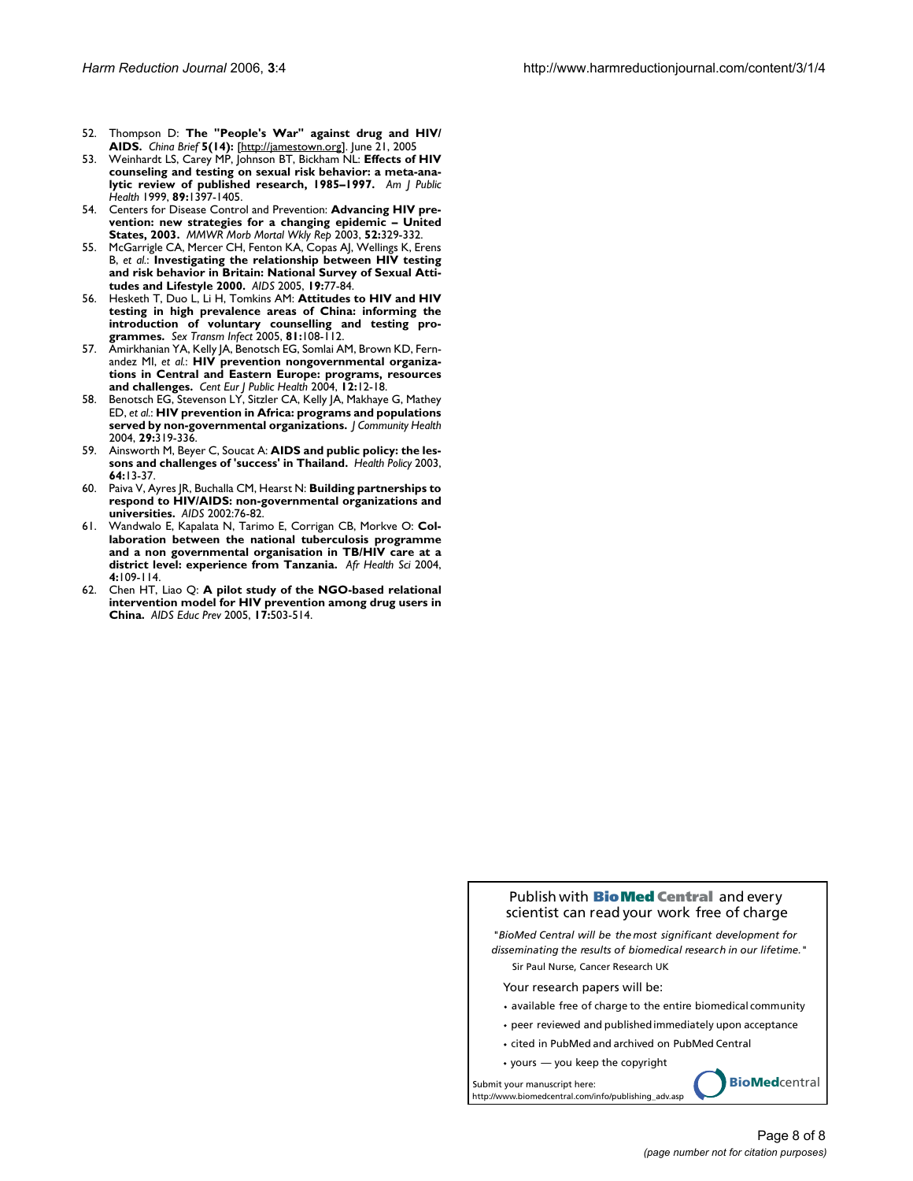52. Thompson D: **The "People's War" against drug and HIV/ AIDS.** *China Brief* **5(14):** [http://jamestown.org]. June 21, 2005
53. Weinhardt LS, Carey MP, Johnson BT, Bickham NL: **Effects of HIV counseling and testing on sexual risk behavior: a meta-analytic review of published research, 1985–1997.** *Am J Public Health* 1999, **89:**1397-1405.
54. Centers for Disease Control and Prevention: **Advancing HIV prevention: new strategies for a changing epidemic – United States, 2003.** *MMWR Morb Mortal Wkly Rep* 2003, **52:**329-332.
55. McGarrigle CA, Mercer CH, Fenton KA, Copas AJ, Wellings K, Erens B, *et al.*: **Investigating the relationship between HIV testing and risk behavior in Britain: National Survey of Sexual Attitudes and Lifestyle 2000.** *AIDS* 2005, **19:**77-84.
56. Hesketh T, Duo L, Li H, Tomkins AM: **Attitudes to HIV and HIV testing in high prevalence areas of China: informing the introduction of voluntary counselling and testing programmes.** *Sex Transm Infect* 2005, **81:**108-112.
57. Amirkhanian YA, Kelly JA, Benotsch EG, Somlai AM, Brown KD, Fernandez MI, *et al.*: **HIV prevention nongovernmental organizations in Central and Eastern Europe: programs, resources and challenges.** *Cent Eur J Public Health* 2004, **12:**12-18.
58. Benotsch EG, Stevenson LY, Sitzler CA, Kelly JA, Makhaye G, Mathey ED, *et al.*: **HIV prevention in Africa: programs and populations served by non-governmental organizations.** *J Community Health* 2004, **29:**319-336.
59. Ainsworth M, Beyer C, Soucat A: **AIDS and public policy: the lessons and challenges of 'success' in Thailand.** *Health Policy* 2003, **64:**13-37.
60. Paiva V, Ayres JR, Buchalla CM, Hearst N: **Building partnerships to respond to HIV/AIDS: non-governmental organizations and universities.** *AIDS* 2002:76-82.
61. Wandwalo E, Kapalata N, Tarimo E, Corrigan CB, Morkve O: **Collaboration between the national tuberculosis programme and a non governmental organisation in TB/HIV care at a district level: experience from Tanzania.** *Afr Health Sci* 2004, **4:**109-114.
62. Chen HT, Liao Q: **A pilot study of the NGO-based relational intervention model for HIV prevention among drug users in China.** *AIDS Educ Prev* 2005, **17:**503-514.

Publish with **BioMed Central** and every scientist can read your work free of charge

*"BioMed Central will be the most significant development for disseminating the results of biomedical research in our lifetime."*
Sir Paul Nurse, Cancer Research UK

Your research papers will be:

- available free of charge to the entire biomedical community
- peer reviewed and published immediately upon acceptance
- cited in PubMed and archived on PubMed Central
- yours — you keep the copyright

Submit your manuscript here:
http://www.biomedcentral.com/info/publishing_adv.asp

**BioMed**central